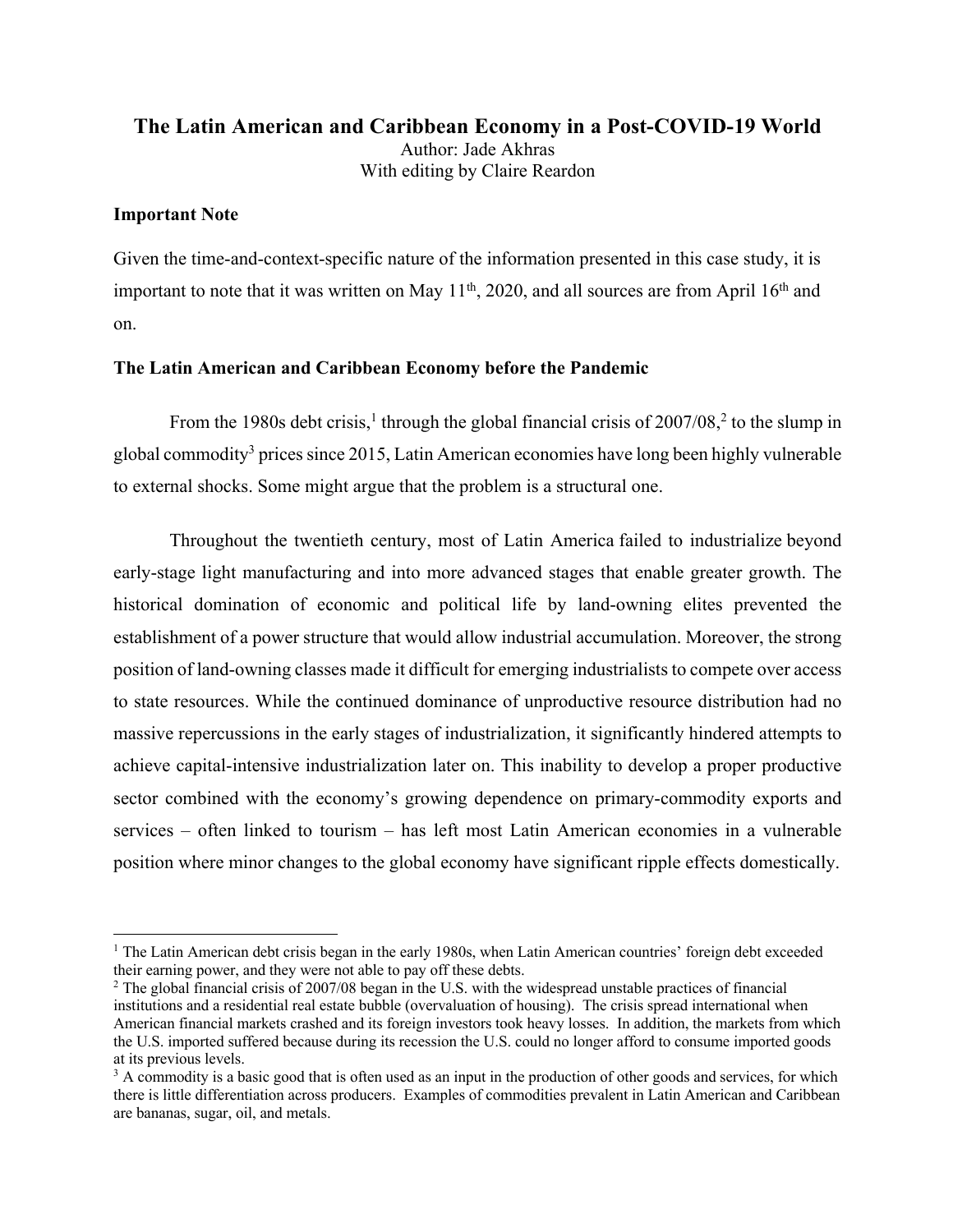# The Latin American and Caribbean Economy in a Post-COVID-19 World

Author: Jade Akhras

With editing by Claire Reardon

## Important Note

Given the time-and-context-specific nature of the information presented in this case study, it is important to note that it was written on May 11th, 2020, and all sources are from April 16th and on.

## The Latin American and Caribbean Economy before the Pandemic

From the 1980s debt crisis,[1] through the global financial crisis of 2007/08,[2] to the slump in global commodity[3] prices since 2015, Latin American economies have long been highly vulnerable to external shocks. Some might argue that the problem is a structural one.

Throughout the twentieth century, most of Latin America failed to industrialize beyond early-stage light manufacturing and into more advanced stages that enable greater growth. The historical domination of economic and political life by land-owning elites prevented the establishment of a power structure that would allow industrial accumulation. Moreover, the strong position of land-owning classes made it difficult for emerging industrialists to compete over access to state resources. While the continued dominance of unproductive resource distribution had no massive repercussions in the early stages of industrialization, it significantly hindered attempts to achieve capital-intensive industrialization later on. This inability to develop a proper productive sector combined with the economy's growing dependence on primary-commodity exports and services – often linked to tourism – has left most Latin American economies in a vulnerable position where minor changes to the global economy have significant ripple effects domestically.

---

[1] The Latin American debt crisis began in the early 1980s, when Latin American countries' foreign debt exceeded their earning power, and they were not able to pay off these debts.

[2] The global financial crisis of 2007/08 began in the U.S. with the widespread unstable practices of financial institutions and a residential real estate bubble (overvaluation of housing). The crisis spread international when American financial markets crashed and its foreign investors took heavy losses. In addition, the markets from which the U.S. imported suffered because during its recession the U.S. could no longer afford to consume imported goods at its previous levels.

[3] A commodity is a basic good that is often used as an input in the production of other goods and services, for which there is little differentiation across producers. Examples of commodities prevalent in Latin American and Caribbean are bananas, sugar, oil, and metals.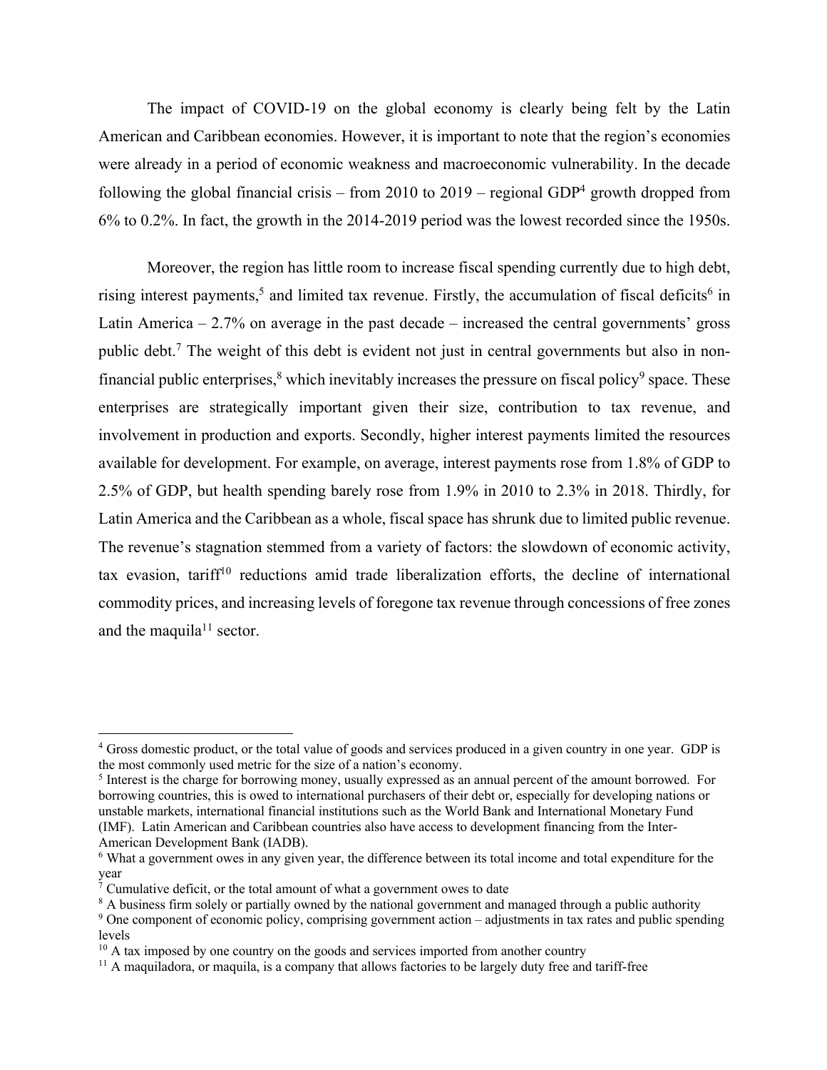The impact of COVID-19 on the global economy is clearly being felt by the Latin American and Caribbean economies. However, it is important to note that the region's economies were already in a period of economic weakness and macroeconomic vulnerability. In the decade following the global financial crisis – from 2010 to 2019 – regional GDP[4] growth dropped from 6% to 0.2%. In fact, the growth in the 2014-2019 period was the lowest recorded since the 1950s.

Moreover, the region has little room to increase fiscal spending currently due to high debt, rising interest payments,[5] and limited tax revenue. Firstly, the accumulation of fiscal deficits[6] in Latin America – 2.7% on average in the past decade – increased the central governments' gross public debt.[7] The weight of this debt is evident not just in central governments but also in non-financial public enterprises,[8] which inevitably increases the pressure on fiscal policy[9] space. These enterprises are strategically important given their size, contribution to tax revenue, and involvement in production and exports. Secondly, higher interest payments limited the resources available for development. For example, on average, interest payments rose from 1.8% of GDP to 2.5% of GDP, but health spending barely rose from 1.9% in 2010 to 2.3% in 2018. Thirdly, for Latin America and the Caribbean as a whole, fiscal space has shrunk due to limited public revenue. The revenue's stagnation stemmed from a variety of factors: the slowdown of economic activity, tax evasion, tariff[10] reductions amid trade liberalization efforts, the decline of international commodity prices, and increasing levels of foregone tax revenue through concessions of free zones and the maquila[11] sector.

---

[4] Gross domestic product, or the total value of goods and services produced in a given country in one year. GDP is the most commonly used metric for the size of a nation's economy.

[5] Interest is the charge for borrowing money, usually expressed as an annual percent of the amount borrowed. For borrowing countries, this is owed to international purchasers of their debt or, especially for developing nations or unstable markets, international financial institutions such as the World Bank and International Monetary Fund (IMF). Latin American and Caribbean countries also have access to development financing from the Inter-American Development Bank (IADB).

[6] What a government owes in any given year, the difference between its total income and total expenditure for the year

[7] Cumulative deficit, or the total amount of what a government owes to date

[8] A business firm solely or partially owned by the national government and managed through a public authority

[9] One component of economic policy, comprising government action – adjustments in tax rates and public spending levels

[10] A tax imposed by one country on the goods and services imported from another country

[11] A maquiladora, or maquila, is a company that allows factories to be largely duty free and tariff-free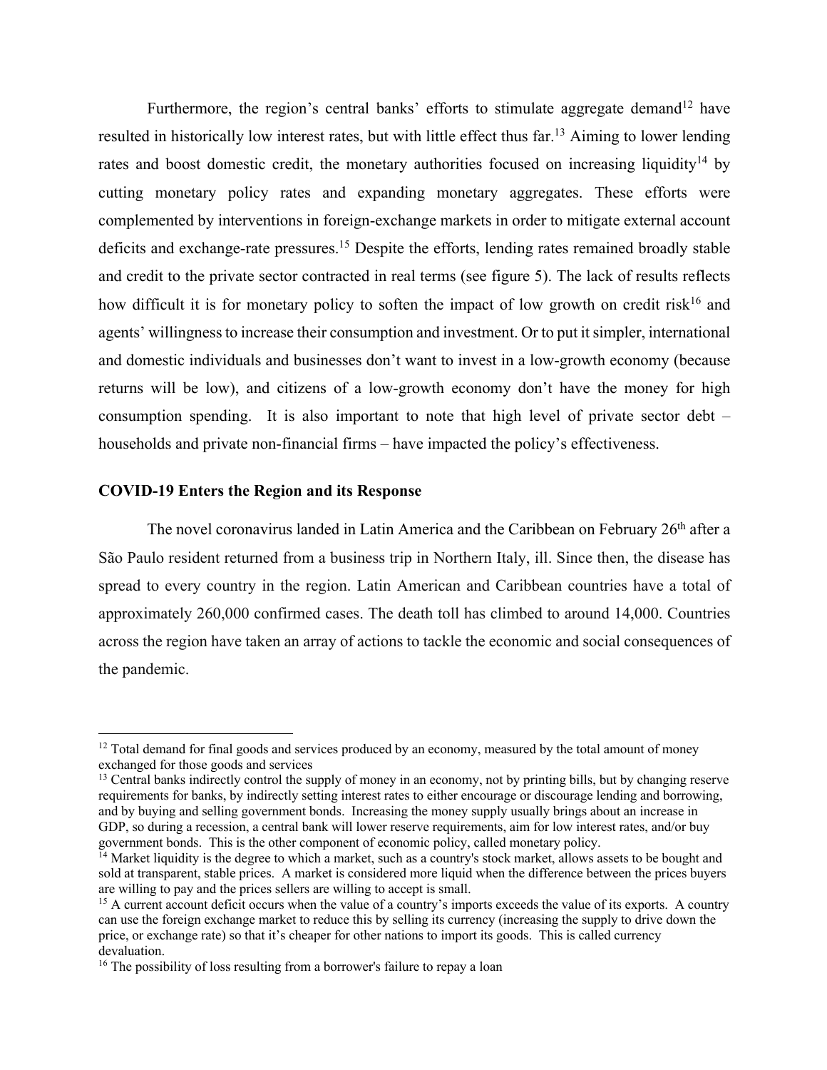Furthermore, the region's central banks' efforts to stimulate aggregate demand[12] have resulted in historically low interest rates, but with little effect thus far.[13] Aiming to lower lending rates and boost domestic credit, the monetary authorities focused on increasing liquidity[14] by cutting monetary policy rates and expanding monetary aggregates. These efforts were complemented by interventions in foreign-exchange markets in order to mitigate external account deficits and exchange-rate pressures.[15] Despite the efforts, lending rates remained broadly stable and credit to the private sector contracted in real terms (see figure 5). The lack of results reflects how difficult it is for monetary policy to soften the impact of low growth on credit risk[16] and agents' willingness to increase their consumption and investment. Or to put it simpler, international and domestic individuals and businesses don't want to invest in a low-growth economy (because returns will be low), and citizens of a low-growth economy don't have the money for high consumption spending. It is also important to note that high level of private sector debt – households and private non-financial firms – have impacted the policy's effectiveness.

**COVID-19 Enters the Region and its Response**

The novel coronavirus landed in Latin America and the Caribbean on February 26th after a São Paulo resident returned from a business trip in Northern Italy, ill. Since then, the disease has spread to every country in the region. Latin American and Caribbean countries have a total of approximately 260,000 confirmed cases. The death toll has climbed to around 14,000. Countries across the region have taken an array of actions to tackle the economic and social consequences of the pandemic.

---

[12] Total demand for final goods and services produced by an economy, measured by the total amount of money exchanged for those goods and services

[13] Central banks indirectly control the supply of money in an economy, not by printing bills, but by changing reserve requirements for banks, by indirectly setting interest rates to either encourage or discourage lending and borrowing, and by buying and selling government bonds. Increasing the money supply usually brings about an increase in GDP, so during a recession, a central bank will lower reserve requirements, aim for low interest rates, and/or buy government bonds. This is the other component of economic policy, called monetary policy.

[14] Market liquidity is the degree to which a market, such as a country's stock market, allows assets to be bought and sold at transparent, stable prices. A market is considered more liquid when the difference between the prices buyers are willing to pay and the prices sellers are willing to accept is small.

[15] A current account deficit occurs when the value of a country's imports exceeds the value of its exports. A country can use the foreign exchange market to reduce this by selling its currency (increasing the supply to drive down the price, or exchange rate) so that it's cheaper for other nations to import its goods. This is called currency devaluation.

[16] The possibility of loss resulting from a borrower's failure to repay a loan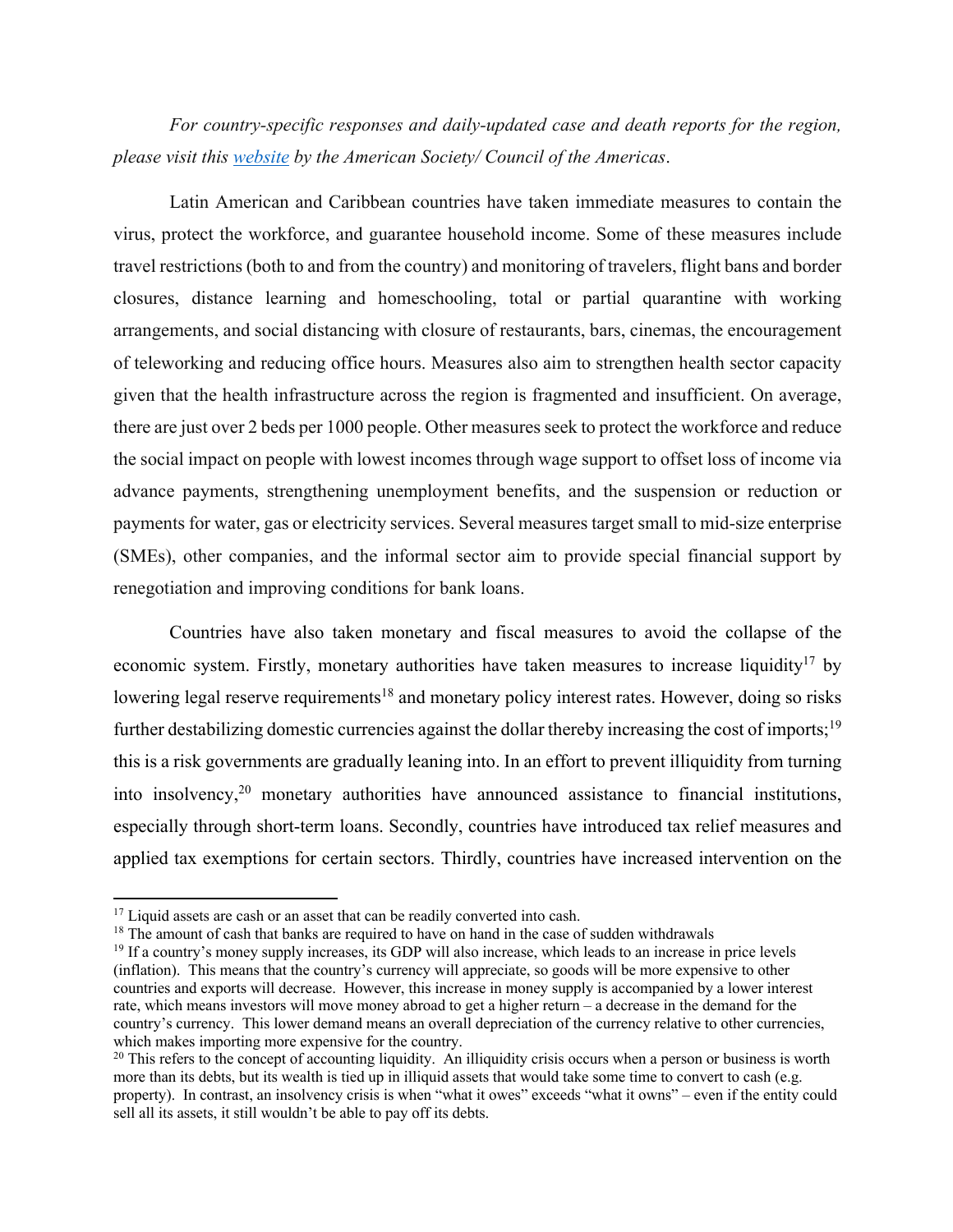*For country-specific responses and daily-updated case and death reports for the region, please visit this website by the American Society/ Council of the Americas.*

Latin American and Caribbean countries have taken immediate measures to contain the virus, protect the workforce, and guarantee household income. Some of these measures include travel restrictions (both to and from the country) and monitoring of travelers, flight bans and border closures, distance learning and homeschooling, total or partial quarantine with working arrangements, and social distancing with closure of restaurants, bars, cinemas, the encouragement of teleworking and reducing office hours. Measures also aim to strengthen health sector capacity given that the health infrastructure across the region is fragmented and insufficient. On average, there are just over 2 beds per 1000 people. Other measures seek to protect the workforce and reduce the social impact on people with lowest incomes through wage support to offset loss of income via advance payments, strengthening unemployment benefits, and the suspension or reduction or payments for water, gas or electricity services. Several measures target small to mid-size enterprise (SMEs), other companies, and the informal sector aim to provide special financial support by renegotiation and improving conditions for bank loans.

Countries have also taken monetary and fiscal measures to avoid the collapse of the economic system. Firstly, monetary authorities have taken measures to increase liquidity[17] by lowering legal reserve requirements[18] and monetary policy interest rates. However, doing so risks further destabilizing domestic currencies against the dollar thereby increasing the cost of imports;[19] this is a risk governments are gradually leaning into. In an effort to prevent illiquidity from turning into insolvency,[20] monetary authorities have announced assistance to financial institutions, especially through short-term loans. Secondly, countries have introduced tax relief measures and applied tax exemptions for certain sectors. Thirdly, countries have increased intervention on the

[17] Liquid assets are cash or an asset that can be readily converted into cash.

[18] The amount of cash that banks are required to have on hand in the case of sudden withdrawals

[19] If a country's money supply increases, its GDP will also increase, which leads to an increase in price levels (inflation). This means that the country's currency will appreciate, so goods will be more expensive to other countries and exports will decrease. However, this increase in money supply is accompanied by a lower interest rate, which means investors will move money abroad to get a higher return – a decrease in the demand for the country's currency. This lower demand means an overall depreciation of the currency relative to other currencies, which makes importing more expensive for the country.

[20] This refers to the concept of accounting liquidity. An illiquidity crisis occurs when a person or business is worth more than its debts, but its wealth is tied up in illiquid assets that would take some time to convert to cash (e.g. property). In contrast, an insolvency crisis is when "what it owes" exceeds "what it owns" – even if the entity could sell all its assets, it still wouldn't be able to pay off its debts.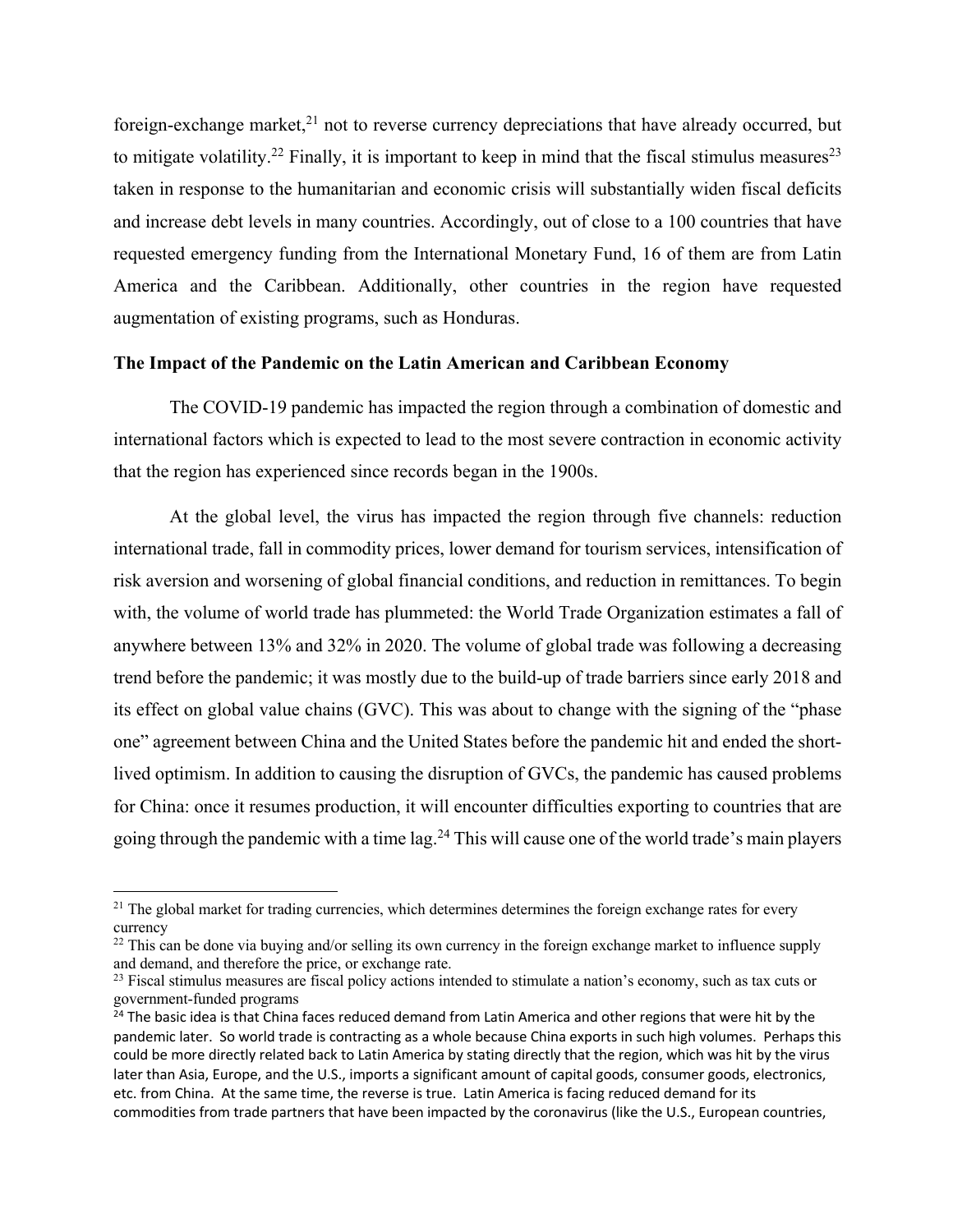foreign-exchange market,[21] not to reverse currency depreciations that have already occurred, but to mitigate volatility.[22] Finally, it is important to keep in mind that the fiscal stimulus measures[23] taken in response to the humanitarian and economic crisis will substantially widen fiscal deficits and increase debt levels in many countries. Accordingly, out of close to a 100 countries that have requested emergency funding from the International Monetary Fund, 16 of them are from Latin America and the Caribbean. Additionally, other countries in the region have requested augmentation of existing programs, such as Honduras.

**The Impact of the Pandemic on the Latin American and Caribbean Economy**

The COVID-19 pandemic has impacted the region through a combination of domestic and international factors which is expected to lead to the most severe contraction in economic activity that the region has experienced since records began in the 1900s.

At the global level, the virus has impacted the region through five channels: reduction international trade, fall in commodity prices, lower demand for tourism services, intensification of risk aversion and worsening of global financial conditions, and reduction in remittances. To begin with, the volume of world trade has plummeted: the World Trade Organization estimates a fall of anywhere between 13% and 32% in 2020. The volume of global trade was following a decreasing trend before the pandemic; it was mostly due to the build-up of trade barriers since early 2018 and its effect on global value chains (GVC). This was about to change with the signing of the "phase one" agreement between China and the United States before the pandemic hit and ended the short-lived optimism. In addition to causing the disruption of GVCs, the pandemic has caused problems for China: once it resumes production, it will encounter difficulties exporting to countries that are going through the pandemic with a time lag.[24] This will cause one of the world trade's main players

---

[21] The global market for trading currencies, which determines determines the foreign exchange rates for every currency

[22] This can be done via buying and/or selling its own currency in the foreign exchange market to influence supply and demand, and therefore the price, or exchange rate.

[23] Fiscal stimulus measures are fiscal policy actions intended to stimulate a nation's economy, such as tax cuts or government-funded programs

[24] The basic idea is that China faces reduced demand from Latin America and other regions that were hit by the pandemic later. So world trade is contracting as a whole because China exports in such high volumes. Perhaps this could be more directly related back to Latin America by stating directly that the region, which was hit by the virus later than Asia, Europe, and the U.S., imports a significant amount of capital goods, consumer goods, electronics, etc. from China. At the same time, the reverse is true. Latin America is facing reduced demand for its commodities from trade partners that have been impacted by the coronavirus (like the U.S., European countries,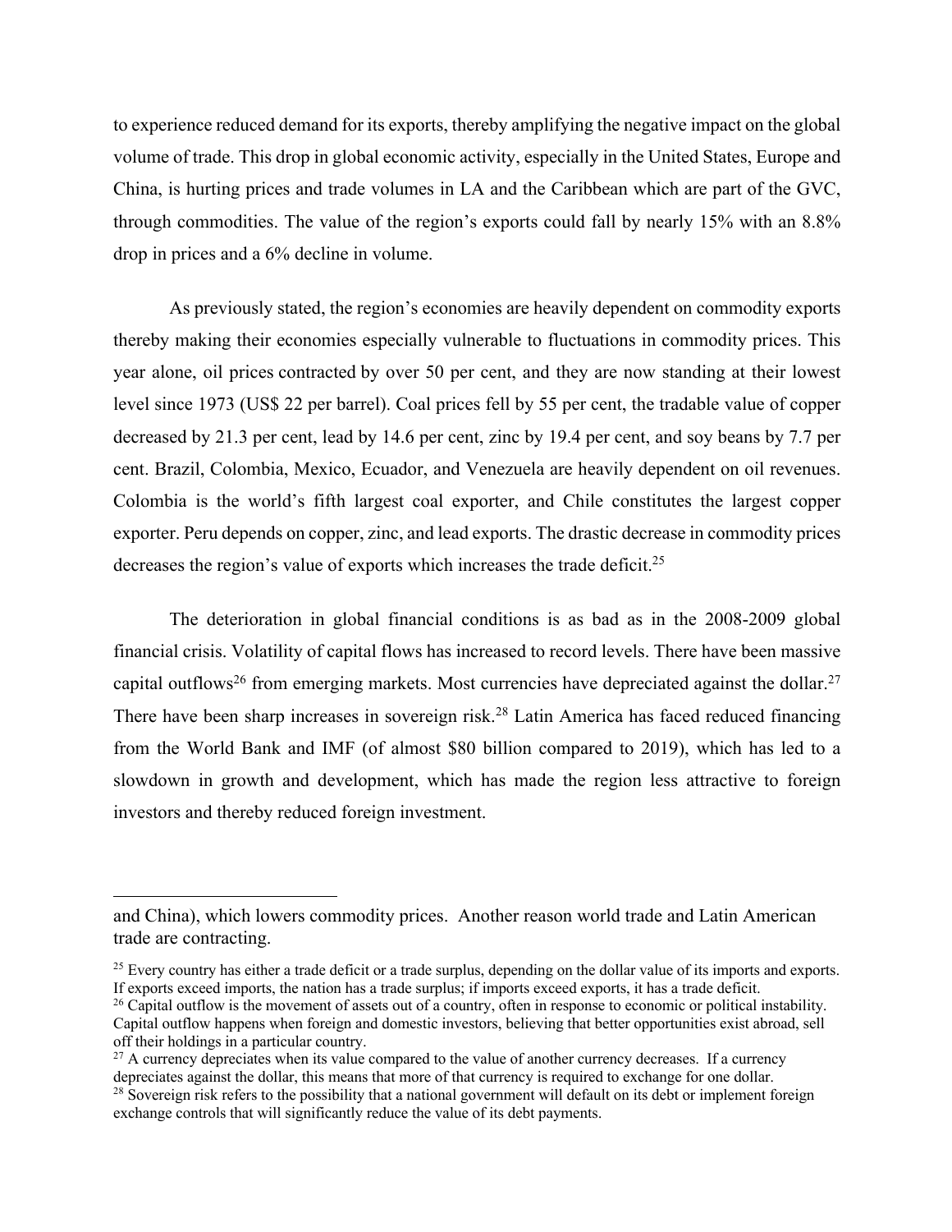to experience reduced demand for its exports, thereby amplifying the negative impact on the global volume of trade. This drop in global economic activity, especially in the United States, Europe and China, is hurting prices and trade volumes in LA and the Caribbean which are part of the GVC, through commodities. The value of the region's exports could fall by nearly 15% with an 8.8% drop in prices and a 6% decline in volume.

As previously stated, the region's economies are heavily dependent on commodity exports thereby making their economies especially vulnerable to fluctuations in commodity prices. This year alone, oil prices contracted by over 50 per cent, and they are now standing at their lowest level since 1973 (US$ 22 per barrel). Coal prices fell by 55 per cent, the tradable value of copper decreased by 21.3 per cent, lead by 14.6 per cent, zinc by 19.4 per cent, and soy beans by 7.7 per cent. Brazil, Colombia, Mexico, Ecuador, and Venezuela are heavily dependent on oil revenues. Colombia is the world's fifth largest coal exporter, and Chile constitutes the largest copper exporter. Peru depends on copper, zinc, and lead exports. The drastic decrease in commodity prices decreases the region's value of exports which increases the trade deficit.[25]

The deterioration in global financial conditions is as bad as in the 2008-2009 global financial crisis. Volatility of capital flows has increased to record levels. There have been massive capital outflows[26] from emerging markets. Most currencies have depreciated against the dollar.[27] There have been sharp increases in sovereign risk.[28] Latin America has faced reduced financing from the World Bank and IMF (of almost $80 billion compared to 2019), which has led to a slowdown in growth and development, which has made the region less attractive to foreign investors and thereby reduced foreign investment.

---

and China), which lowers commodity prices. Another reason world trade and Latin American trade are contracting.

[25] Every country has either a trade deficit or a trade surplus, depending on the dollar value of its imports and exports. If exports exceed imports, the nation has a trade surplus; if imports exceed exports, it has a trade deficit.

[26] Capital outflow is the movement of assets out of a country, often in response to economic or political instability. Capital outflow happens when foreign and domestic investors, believing that better opportunities exist abroad, sell off their holdings in a particular country.

[27] A currency depreciates when its value compared to the value of another currency decreases. If a currency depreciates against the dollar, this means that more of that currency is required to exchange for one dollar.

[28] Sovereign risk refers to the possibility that a national government will default on its debt or implement foreign exchange controls that will significantly reduce the value of its debt payments.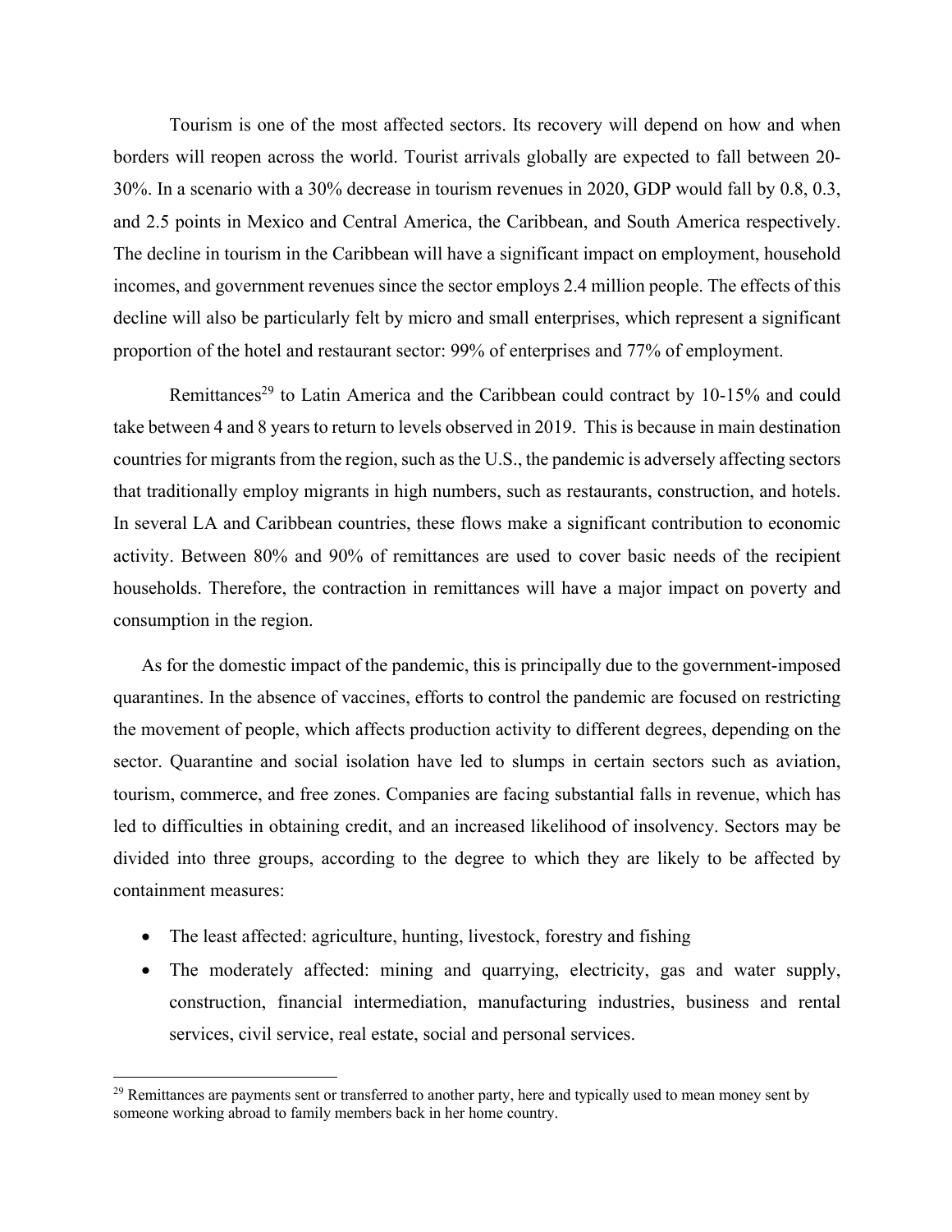Tourism is one of the most affected sectors. Its recovery will depend on how and when borders will reopen across the world. Tourist arrivals globally are expected to fall between 20-30%. In a scenario with a 30% decrease in tourism revenues in 2020, GDP would fall by 0.8, 0.3, and 2.5 points in Mexico and Central America, the Caribbean, and South America respectively. The decline in tourism in the Caribbean will have a significant impact on employment, household incomes, and government revenues since the sector employs 2.4 million people. The effects of this decline will also be particularly felt by micro and small enterprises, which represent a significant proportion of the hotel and restaurant sector: 99% of enterprises and 77% of employment.

Remittances[29] to Latin America and the Caribbean could contract by 10-15% and could take between 4 and 8 years to return to levels observed in 2019. This is because in main destination countries for migrants from the region, such as the U.S., the pandemic is adversely affecting sectors that traditionally employ migrants in high numbers, such as restaurants, construction, and hotels. In several LA and Caribbean countries, these flows make a significant contribution to economic activity. Between 80% and 90% of remittances are used to cover basic needs of the recipient households. Therefore, the contraction in remittances will have a major impact on poverty and consumption in the region.

As for the domestic impact of the pandemic, this is principally due to the government-imposed quarantines. In the absence of vaccines, efforts to control the pandemic are focused on restricting the movement of people, which affects production activity to different degrees, depending on the sector. Quarantine and social isolation have led to slumps in certain sectors such as aviation, tourism, commerce, and free zones. Companies are facing substantial falls in revenue, which has led to difficulties in obtaining credit, and an increased likelihood of insolvency. Sectors may be divided into three groups, according to the degree to which they are likely to be affected by containment measures:

- The least affected: agriculture, hunting, livestock, forestry and fishing
- The moderately affected: mining and quarrying, electricity, gas and water supply, construction, financial intermediation, manufacturing industries, business and rental services, civil service, real estate, social and personal services.

[29] Remittances are payments sent or transferred to another party, here and typically used to mean money sent by someone working abroad to family members back in her home country.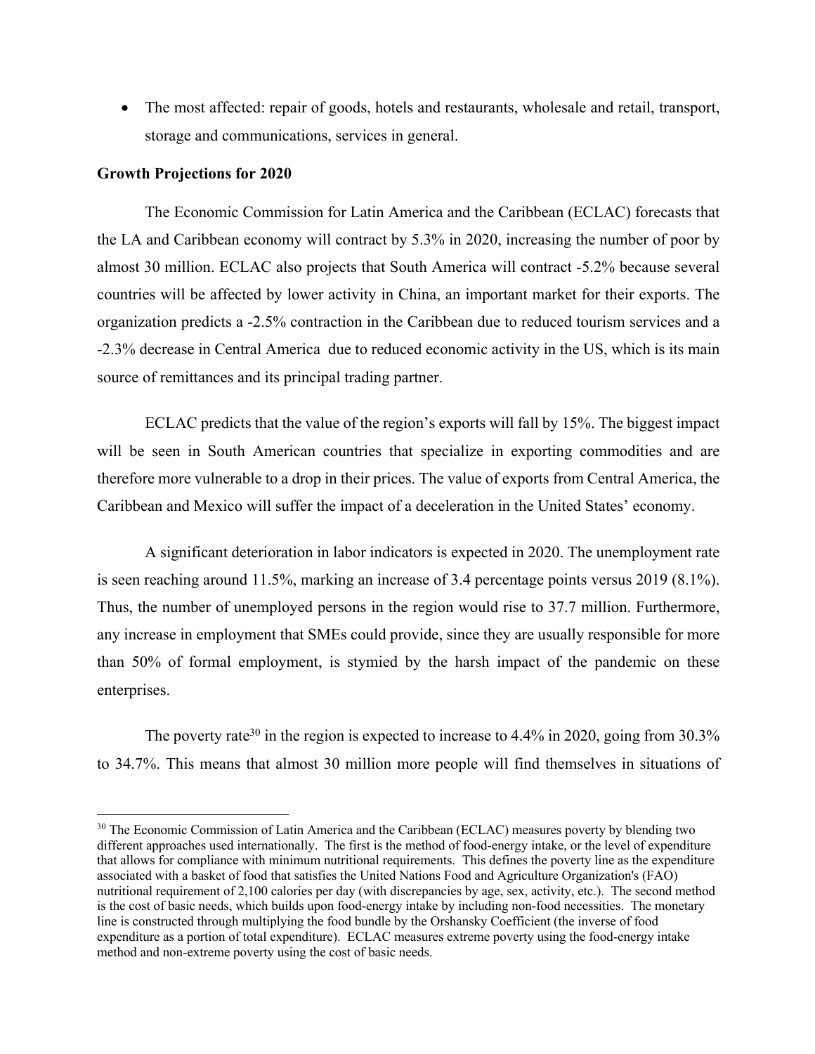- The most affected: repair of goods, hotels and restaurants, wholesale and retail, transport, storage and communications, services in general.

**Growth Projections for 2020**

The Economic Commission for Latin America and the Caribbean (ECLAC) forecasts that the LA and Caribbean economy will contract by 5.3% in 2020, increasing the number of poor by almost 30 million. ECLAC also projects that South America will contract -5.2% because several countries will be affected by lower activity in China, an important market for their exports. The organization predicts a -2.5% contraction in the Caribbean due to reduced tourism services and a -2.3% decrease in Central America due to reduced economic activity in the US, which is its main source of remittances and its principal trading partner.

ECLAC predicts that the value of the region's exports will fall by 15%. The biggest impact will be seen in South American countries that specialize in exporting commodities and are therefore more vulnerable to a drop in their prices. The value of exports from Central America, the Caribbean and Mexico will suffer the impact of a deceleration in the United States' economy.

A significant deterioration in labor indicators is expected in 2020. The unemployment rate is seen reaching around 11.5%, marking an increase of 3.4 percentage points versus 2019 (8.1%). Thus, the number of unemployed persons in the region would rise to 37.7 million. Furthermore, any increase in employment that SMEs could provide, since they are usually responsible for more than 50% of formal employment, is stymied by the harsh impact of the pandemic on these enterprises.

The poverty rate[30] in the region is expected to increase to 4.4% in 2020, going from 30.3% to 34.7%. This means that almost 30 million more people will find themselves in situations of

[30] The Economic Commission of Latin America and the Caribbean (ECLAC) measures poverty by blending two different approaches used internationally. The first is the method of food-energy intake, or the level of expenditure that allows for compliance with minimum nutritional requirements. This defines the poverty line as the expenditure associated with a basket of food that satisfies the United Nations Food and Agriculture Organization's (FAO) nutritional requirement of 2,100 calories per day (with discrepancies by age, sex, activity, etc.). The second method is the cost of basic needs, which builds upon food-energy intake by including non-food necessities. The monetary line is constructed through multiplying the food bundle by the Orshansky Coefficient (the inverse of food expenditure as a portion of total expenditure). ECLAC measures extreme poverty using the food-energy intake method and non-extreme poverty using the cost of basic needs.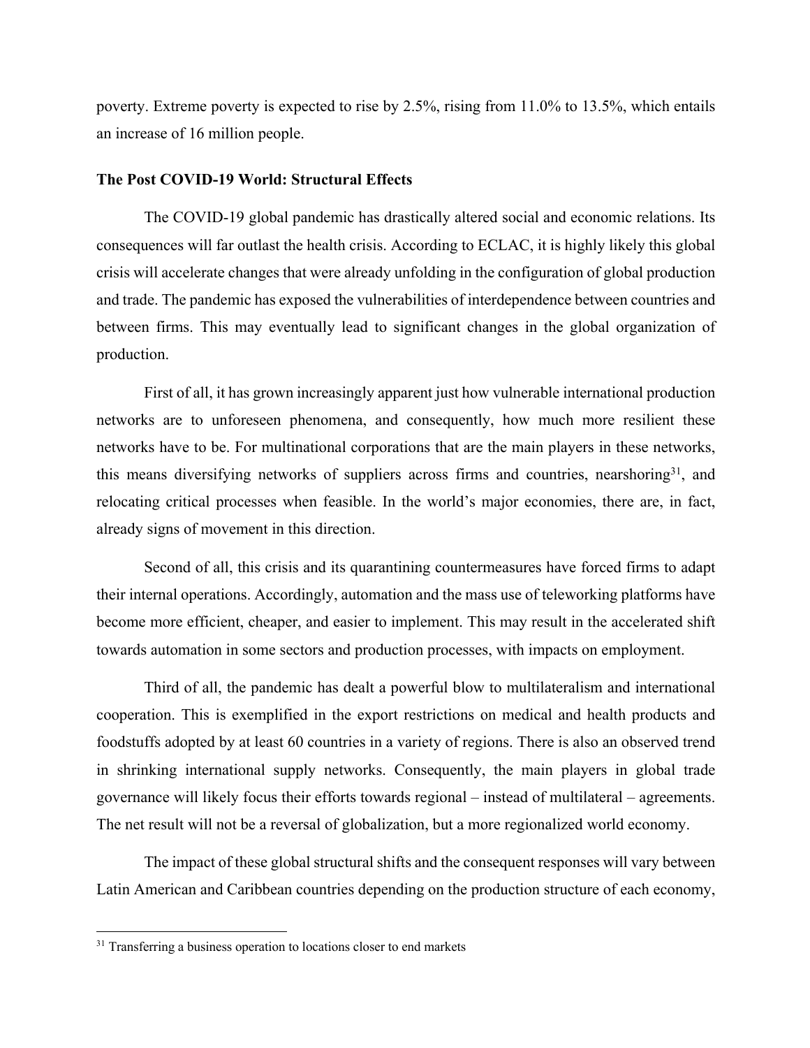poverty. Extreme poverty is expected to rise by 2.5%, rising from 11.0% to 13.5%, which entails an increase of 16 million people.

**The Post COVID-19 World: Structural Effects**

The COVID-19 global pandemic has drastically altered social and economic relations. Its consequences will far outlast the health crisis. According to ECLAC, it is highly likely this global crisis will accelerate changes that were already unfolding in the configuration of global production and trade. The pandemic has exposed the vulnerabilities of interdependence between countries and between firms. This may eventually lead to significant changes in the global organization of production.

First of all, it has grown increasingly apparent just how vulnerable international production networks are to unforeseen phenomena, and consequently, how much more resilient these networks have to be. For multinational corporations that are the main players in these networks, this means diversifying networks of suppliers across firms and countries, nearshoring[31], and relocating critical processes when feasible. In the world's major economies, there are, in fact, already signs of movement in this direction.

Second of all, this crisis and its quarantining countermeasures have forced firms to adapt their internal operations. Accordingly, automation and the mass use of teleworking platforms have become more efficient, cheaper, and easier to implement. This may result in the accelerated shift towards automation in some sectors and production processes, with impacts on employment.

Third of all, the pandemic has dealt a powerful blow to multilateralism and international cooperation. This is exemplified in the export restrictions on medical and health products and foodstuffs adopted by at least 60 countries in a variety of regions. There is also an observed trend in shrinking international supply networks. Consequently, the main players in global trade governance will likely focus their efforts towards regional – instead of multilateral – agreements. The net result will not be a reversal of globalization, but a more regionalized world economy.

The impact of these global structural shifts and the consequent responses will vary between Latin American and Caribbean countries depending on the production structure of each economy,

[31] Transferring a business operation to locations closer to end markets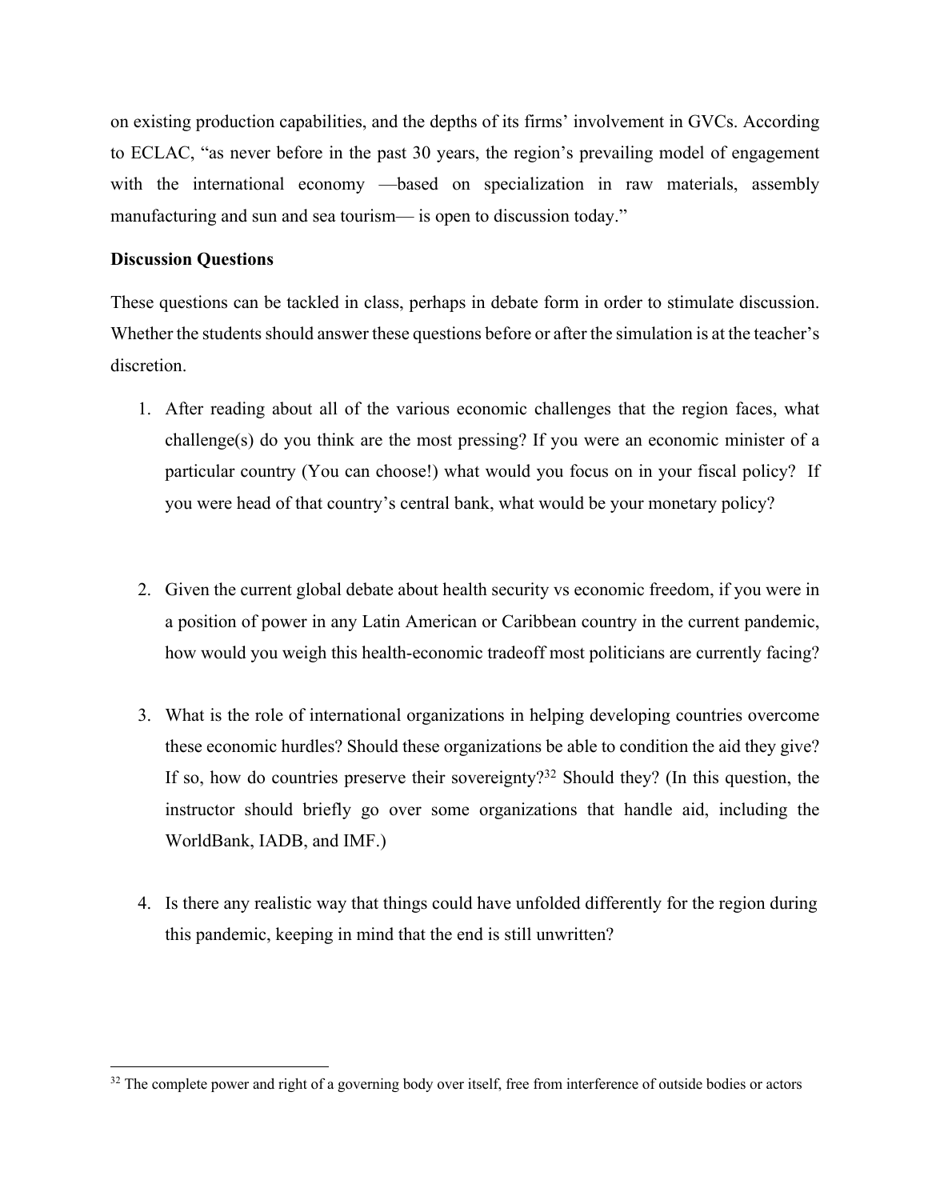on existing production capabilities, and the depths of its firms' involvement in GVCs. According to ECLAC, "as never before in the past 30 years, the region's prevailing model of engagement with the international economy —based on specialization in raw materials, assembly manufacturing and sun and sea tourism— is open to discussion today."

**Discussion Questions**

These questions can be tackled in class, perhaps in debate form in order to stimulate discussion. Whether the students should answer these questions before or after the simulation is at the teacher's discretion.

1. After reading about all of the various economic challenges that the region faces, what challenge(s) do you think are the most pressing? If you were an economic minister of a particular country (You can choose!) what would you focus on in your fiscal policy? If you were head of that country's central bank, what would be your monetary policy?

2. Given the current global debate about health security vs economic freedom, if you were in a position of power in any Latin American or Caribbean country in the current pandemic, how would you weigh this health-economic tradeoff most politicians are currently facing?

3. What is the role of international organizations in helping developing countries overcome these economic hurdles? Should these organizations be able to condition the aid they give? If so, how do countries preserve their sovereignty?[32] Should they? (In this question, the instructor should briefly go over some organizations that handle aid, including the WorldBank, IADB, and IMF.)

4. Is there any realistic way that things could have unfolded differently for the region during this pandemic, keeping in mind that the end is still unwritten?

[32] The complete power and right of a governing body over itself, free from interference of outside bodies or actors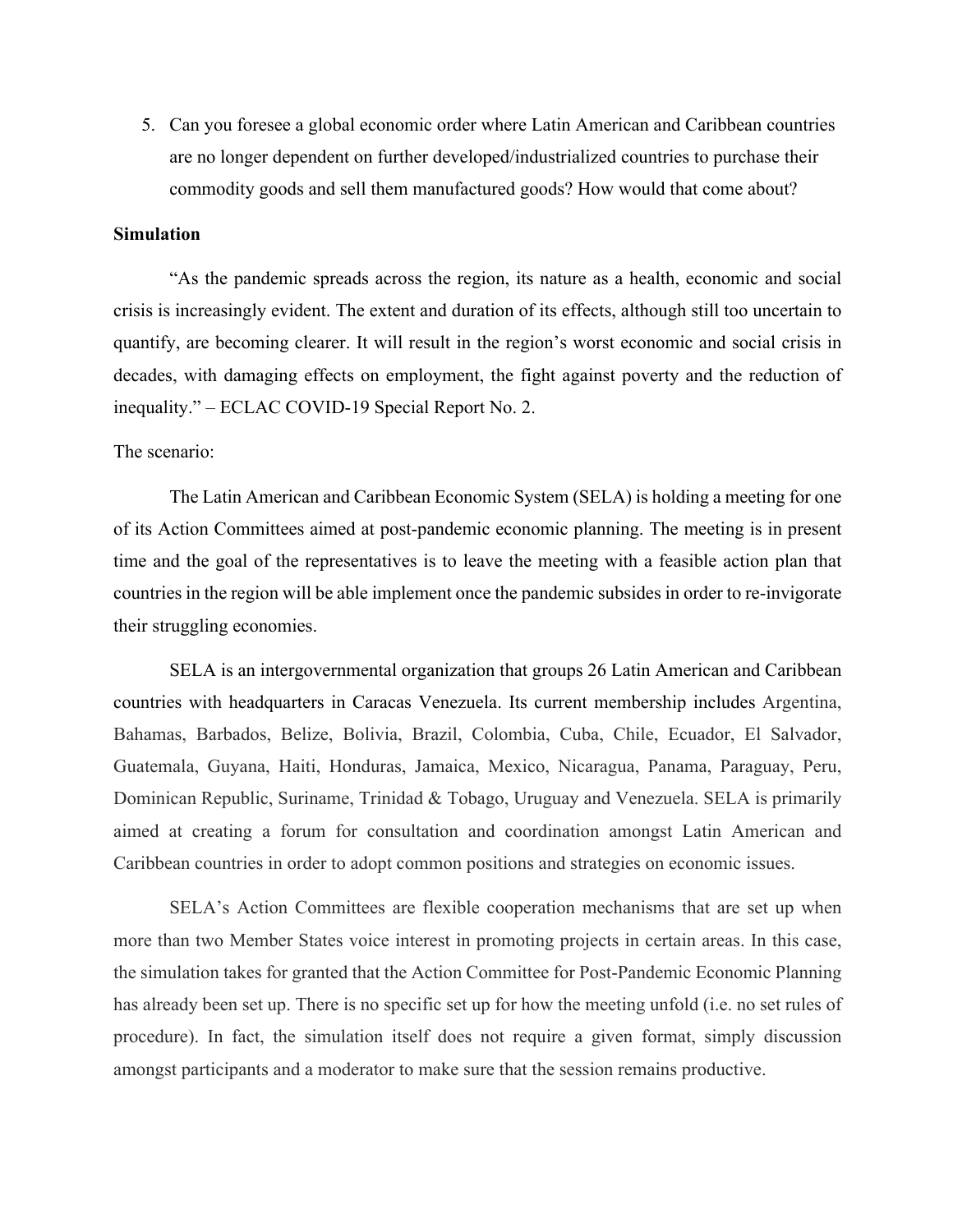5. Can you foresee a global economic order where Latin American and Caribbean countries are no longer dependent on further developed/industrialized countries to purchase their commodity goods and sell them manufactured goods? How would that come about?

**Simulation**

"As the pandemic spreads across the region, its nature as a health, economic and social crisis is increasingly evident. The extent and duration of its effects, although still too uncertain to quantify, are becoming clearer. It will result in the region's worst economic and social crisis in decades, with damaging effects on employment, the fight against poverty and the reduction of inequality." – ECLAC COVID-19 Special Report No. 2.

The scenario:

The Latin American and Caribbean Economic System (SELA) is holding a meeting for one of its Action Committees aimed at post-pandemic economic planning. The meeting is in present time and the goal of the representatives is to leave the meeting with a feasible action plan that countries in the region will be able implement once the pandemic subsides in order to re-invigorate their struggling economies.

SELA is an intergovernmental organization that groups 26 Latin American and Caribbean countries with headquarters in Caracas Venezuela. Its current membership includes Argentina, Bahamas, Barbados, Belize, Bolivia, Brazil, Colombia, Cuba, Chile, Ecuador, El Salvador, Guatemala, Guyana, Haiti, Honduras, Jamaica, Mexico, Nicaragua, Panama, Paraguay, Peru, Dominican Republic, Suriname, Trinidad & Tobago, Uruguay and Venezuela. SELA is primarily aimed at creating a forum for consultation and coordination amongst Latin American and Caribbean countries in order to adopt common positions and strategies on economic issues.

SELA's Action Committees are flexible cooperation mechanisms that are set up when more than two Member States voice interest in promoting projects in certain areas. In this case, the simulation takes for granted that the Action Committee for Post-Pandemic Economic Planning has already been set up. There is no specific set up for how the meeting unfold (i.e. no set rules of procedure). In fact, the simulation itself does not require a given format, simply discussion amongst participants and a moderator to make sure that the session remains productive.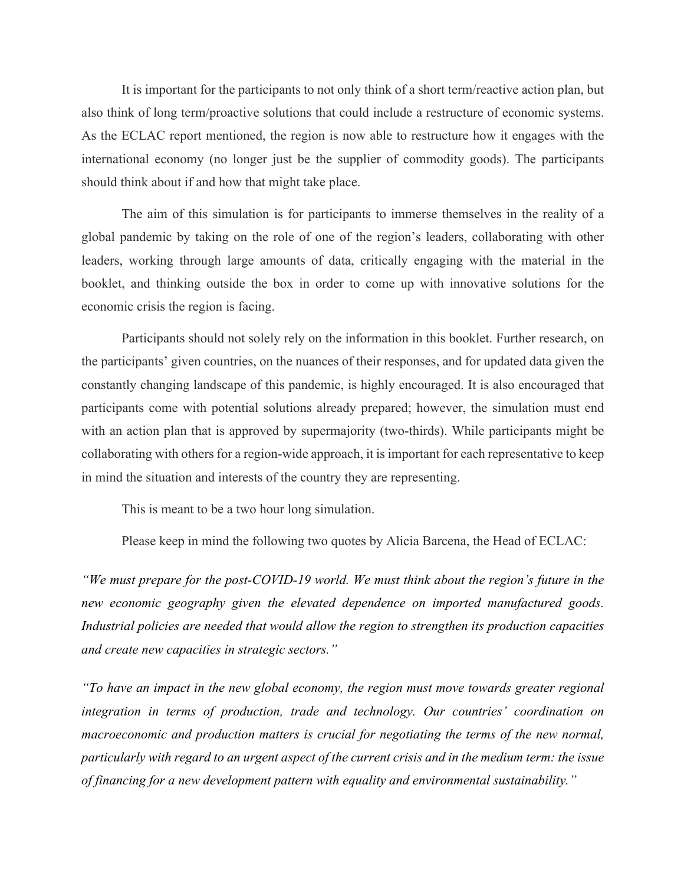It is important for the participants to not only think of a short term/reactive action plan, but also think of long term/proactive solutions that could include a restructure of economic systems. As the ECLAC report mentioned, the region is now able to restructure how it engages with the international economy (no longer just be the supplier of commodity goods). The participants should think about if and how that might take place.

The aim of this simulation is for participants to immerse themselves in the reality of a global pandemic by taking on the role of one of the region's leaders, collaborating with other leaders, working through large amounts of data, critically engaging with the material in the booklet, and thinking outside the box in order to come up with innovative solutions for the economic crisis the region is facing.

Participants should not solely rely on the information in this booklet. Further research, on the participants' given countries, on the nuances of their responses, and for updated data given the constantly changing landscape of this pandemic, is highly encouraged. It is also encouraged that participants come with potential solutions already prepared; however, the simulation must end with an action plan that is approved by supermajority (two-thirds). While participants might be collaborating with others for a region-wide approach, it is important for each representative to keep in mind the situation and interests of the country they are representing.

This is meant to be a two hour long simulation.

Please keep in mind the following two quotes by Alicia Barcena, the Head of ECLAC:

*"We must prepare for the post-COVID-19 world. We must think about the region's future in the new economic geography given the elevated dependence on imported manufactured goods. Industrial policies are needed that would allow the region to strengthen its production capacities and create new capacities in strategic sectors."*

*"To have an impact in the new global economy, the region must move towards greater regional integration in terms of production, trade and technology. Our countries' coordination on macroeconomic and production matters is crucial for negotiating the terms of the new normal, particularly with regard to an urgent aspect of the current crisis and in the medium term: the issue of financing for a new development pattern with equality and environmental sustainability."*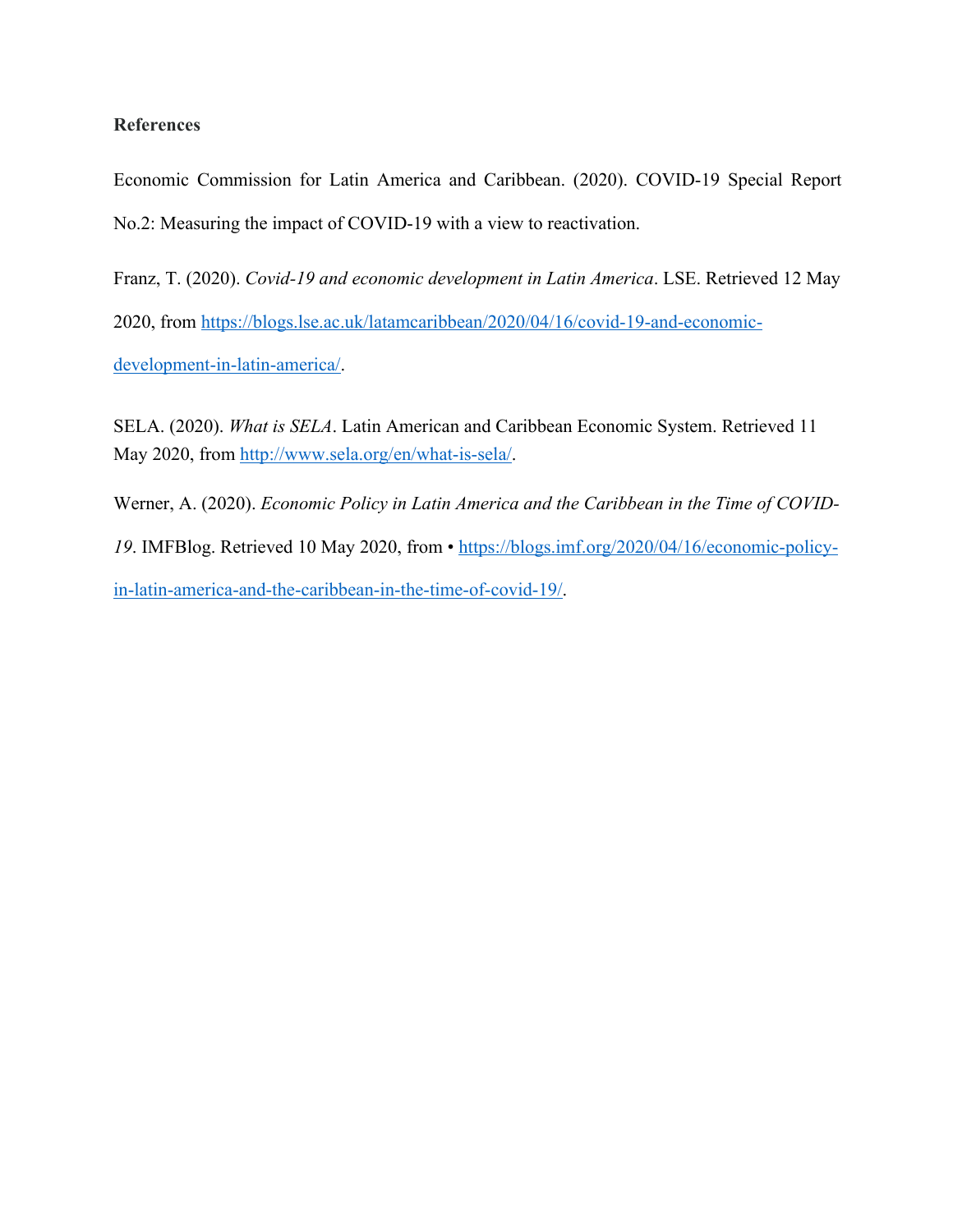**References**

Economic Commission for Latin America and Caribbean. (2020). COVID-19 Special Report No.2: Measuring the impact of COVID-19 with a view to reactivation.

Franz, T. (2020). *Covid-19 and economic development in Latin America*. LSE. Retrieved 12 May 2020, from https://blogs.lse.ac.uk/latamcaribbean/2020/04/16/covid-19-and-economic-development-in-latin-america/.

SELA. (2020). *What is SELA*. Latin American and Caribbean Economic System. Retrieved 11 May 2020, from http://www.sela.org/en/what-is-sela/.

Werner, A. (2020). *Economic Policy in Latin America and the Caribbean in the Time of COVID-19*. IMFBlog. Retrieved 10 May 2020, from • https://blogs.imf.org/2020/04/16/economic-policy-in-latin-america-and-the-caribbean-in-the-time-of-covid-19/.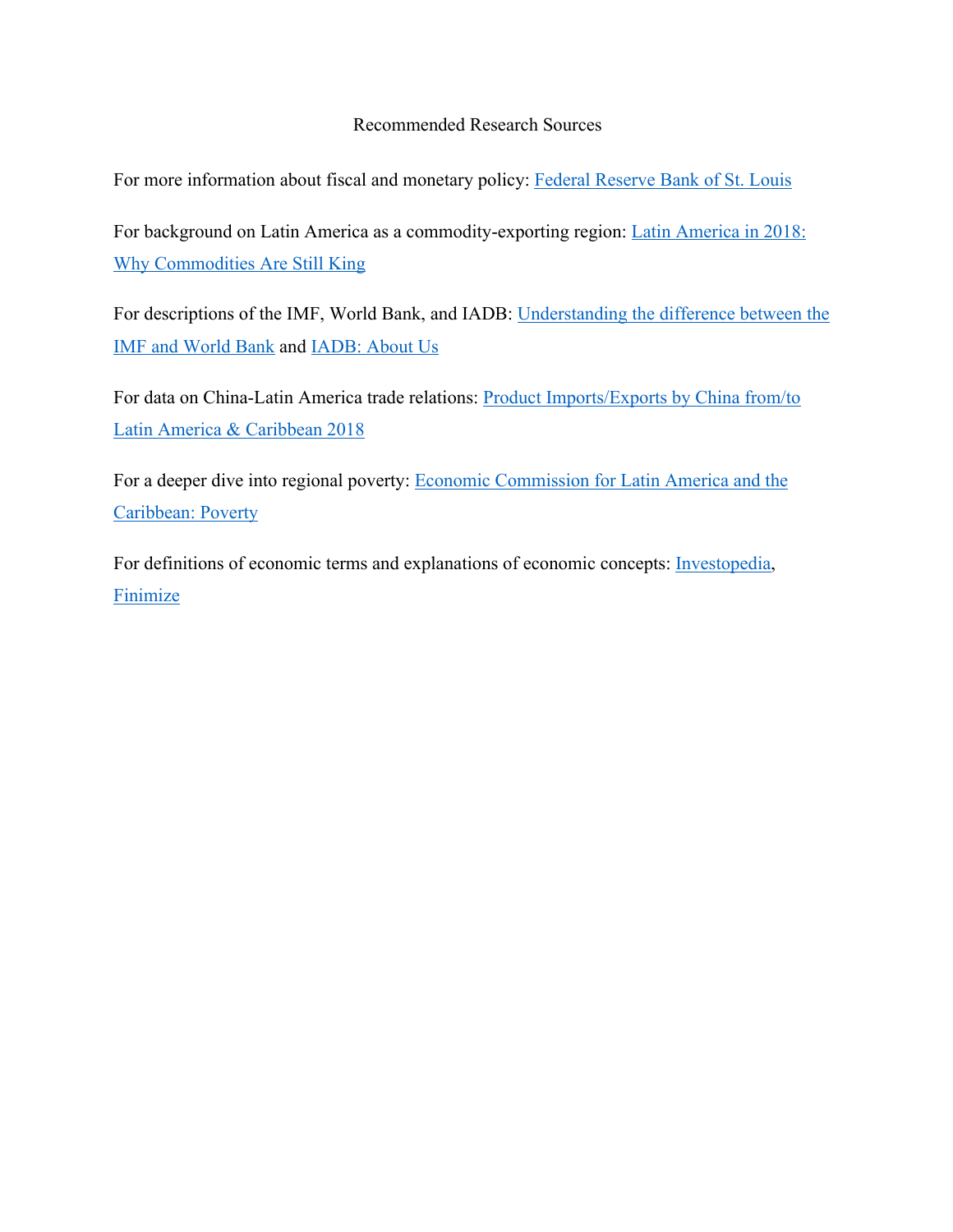# Recommended Research Sources

For more information about fiscal and monetary policy: Federal Reserve Bank of St. Louis

For background on Latin America as a commodity-exporting region: Latin America in 2018: Why Commodities Are Still King

For descriptions of the IMF, World Bank, and IADB: Understanding the difference between the IMF and World Bank and IADB: About Us

For data on China-Latin America trade relations: Product Imports/Exports by China from/to Latin America & Caribbean 2018

For a deeper dive into regional poverty: Economic Commission for Latin America and the Caribbean: Poverty

For definitions of economic terms and explanations of economic concepts: Investopedia, Finimize